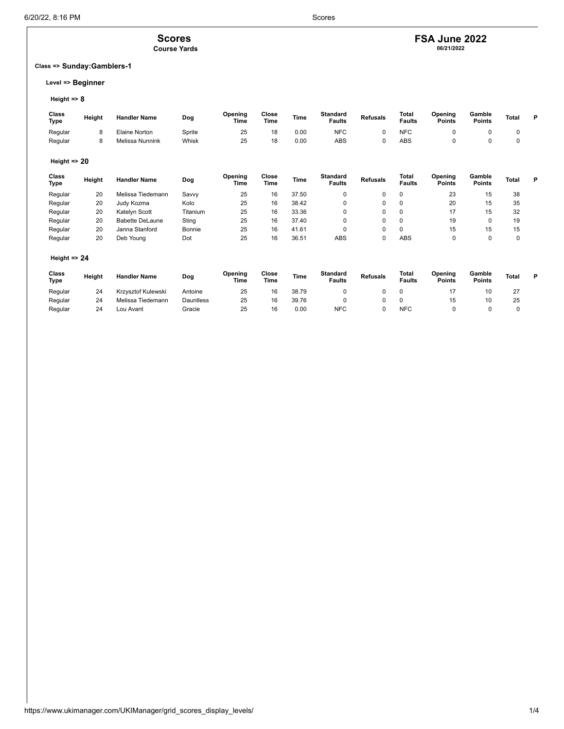# Scores

**Course Yards**

# FSA June 2022

**06/21/2022**

## Class => Sunday:Gamblers-1

### Level => Beginner

#### Height => 8

| Class Type | Height | Handler Name | Dog | Opening Time | Close Time | Time | Standard Faults | Refusals | Total Faults | Opening Points | Gamble Points | Total | P |
|---|---|---|---|---|---|---|---|---|---|---|---|---|---|
| Regular | 8 | Elaine Norton | Sprite | 25 | 18 | 0.00 | NFC | 0 | NFC | 0 | 0 | 0 | |
| Regular | 8 | Melissa Nunnink | Whisk | 25 | 18 | 0.00 | ABS | 0 | ABS | 0 | 0 | 0 | |

#### Height => 20

| Class Type | Height | Handler Name | Dog | Opening Time | Close Time | Time | Standard Faults | Refusals | Total Faults | Opening Points | Gamble Points | Total | P |
|---|---|---|---|---|---|---|---|---|---|---|---|---|---|
| Regular | 20 | Melissa Tiedemann | Savvy | 25 | 16 | 37.50 | 0 | 0 | 0 | 23 | 15 | 38 | |
| Regular | 20 | Judy Kozma | Kolo | 25 | 16 | 38.42 | 0 | 0 | 0 | 20 | 15 | 35 | |
| Regular | 20 | Katelyn Scott | Titanium | 25 | 16 | 33.36 | 0 | 0 | 0 | 17 | 15 | 32 | |
| Regular | 20 | Babette DeLaune | Sting | 25 | 16 | 37.40 | 0 | 0 | 0 | 19 | 0 | 19 | |
| Regular | 20 | Janna Stanford | Bonnie | 25 | 16 | 41.61 | 0 | 0 | 0 | 15 | 15 | 15 | |
| Regular | 20 | Deb Young | Dot | 25 | 16 | 36.51 | ABS | 0 | ABS | 0 | 0 | 0 | |

#### Height => 24

| Class Type | Height | Handler Name | Dog | Opening Time | Close Time | Time | Standard Faults | Refusals | Total Faults | Opening Points | Gamble Points | Total | P |
|---|---|---|---|---|---|---|---|---|---|---|---|---|---|
| Regular | 24 | Krzysztof Kulewski | Antoine | 25 | 16 | 38.79 | 0 | 0 | 0 | 17 | 10 | 27 | |
| Regular | 24 | Melissa Tiedemann | Dauntless | 25 | 16 | 39.76 | 0 | 0 | 0 | 15 | 10 | 25 | |
| Regular | 24 | Lou Avant | Gracie | 25 | 16 | 0.00 | NFC | 0 | NFC | 0 | 0 | 0 | |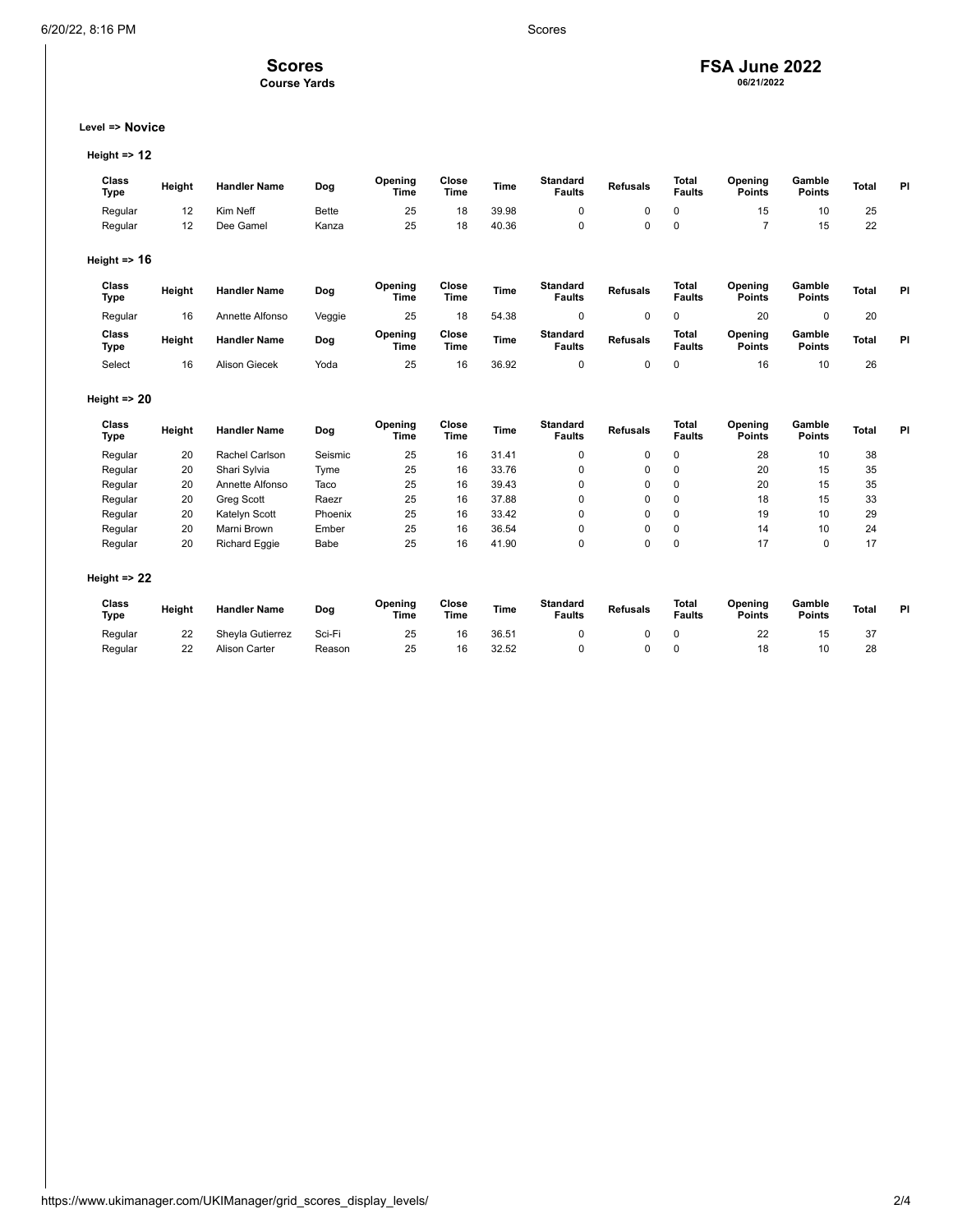# Scores

**Course Yards**

# FSA June 2022

**06/21/2022**

**Level => Novice**

**Height => 12**

| Class Type | Height | Handler Name | Dog | Opening Time | Close Time | Time | Standard Faults | Refusals | Total Faults | Opening Points | Gamble Points | Total | Pl |
|---|---|---|---|---|---|---|---|---|---|---|---|---|---|
| Regular | 12 | Kim Neff | Bette | 25 | 18 | 39.98 | 0 | 0 | 0 | 15 | 10 | 25 | |
| Regular | 12 | Dee Gamel | Kanza | 25 | 18 | 40.36 | 0 | 0 | 0 | 7 | 15 | 22 | |

**Height => 16**

| Class Type | Height | Handler Name | Dog | Opening Time | Close Time | Time | Standard Faults | Refusals | Total Faults | Opening Points | Gamble Points | Total | Pl |
|---|---|---|---|---|---|---|---|---|---|---|---|---|---|
| Regular | 16 | Annette Alfonso | Veggie | 25 | 18 | 54.38 | 0 | 0 | 0 | 20 | 0 | 20 | |

| Class Type | Height | Handler Name | Dog | Opening Time | Close Time | Time | Standard Faults | Refusals | Total Faults | Opening Points | Gamble Points | Total | Pl |
|---|---|---|---|---|---|---|---|---|---|---|---|---|---|
| Select | 16 | Alison Giecek | Yoda | 25 | 16 | 36.92 | 0 | 0 | 0 | 16 | 10 | 26 | |

**Height => 20**

| Class Type | Height | Handler Name | Dog | Opening Time | Close Time | Time | Standard Faults | Refusals | Total Faults | Opening Points | Gamble Points | Total | Pl |
|---|---|---|---|---|---|---|---|---|---|---|---|---|---|
| Regular | 20 | Rachel Carlson | Seismic | 25 | 16 | 31.41 | 0 | 0 | 0 | 28 | 10 | 38 | |
| Regular | 20 | Shari Sylvia | Tyme | 25 | 16 | 33.76 | 0 | 0 | 0 | 20 | 15 | 35 | |
| Regular | 20 | Annette Alfonso | Taco | 25 | 16 | 39.43 | 0 | 0 | 0 | 20 | 15 | 35 | |
| Regular | 20 | Greg Scott | Raezr | 25 | 16 | 37.88 | 0 | 0 | 0 | 18 | 15 | 33 | |
| Regular | 20 | Katelyn Scott | Phoenix | 25 | 16 | 33.42 | 0 | 0 | 0 | 19 | 10 | 29 | |
| Regular | 20 | Marni Brown | Ember | 25 | 16 | 36.54 | 0 | 0 | 0 | 14 | 10 | 24 | |
| Regular | 20 | Richard Eggie | Babe | 25 | 16 | 41.90 | 0 | 0 | 0 | 17 | 0 | 17 | |

**Height => 22**

| Class Type | Height | Handler Name | Dog | Opening Time | Close Time | Time | Standard Faults | Refusals | Total Faults | Opening Points | Gamble Points | Total | Pl |
|---|---|---|---|---|---|---|---|---|---|---|---|---|---|
| Regular | 22 | Sheyla Gutierrez | Sci-Fi | 25 | 16 | 36.51 | 0 | 0 | 0 | 22 | 15 | 37 | |
| Regular | 22 | Alison Carter | Reason | 25 | 16 | 32.52 | 0 | 0 | 0 | 18 | 10 | 28 | |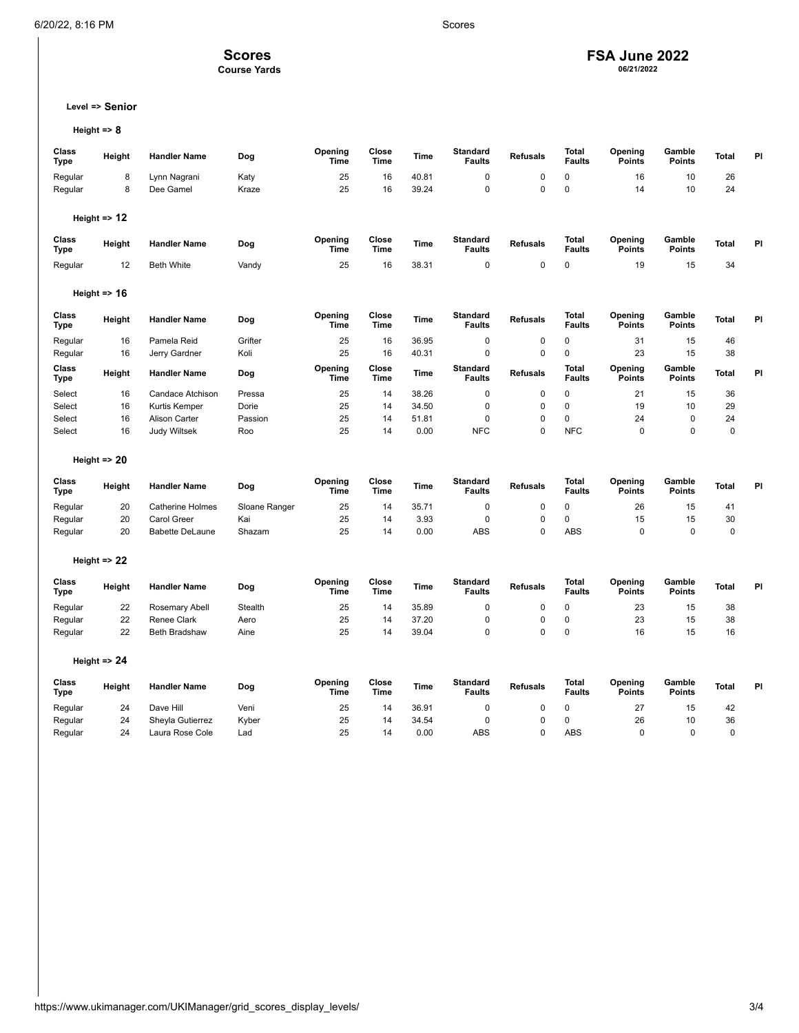# Scores

**Course Yards**

# FSA June 2022

**06/21/2022**

**Level => Senior**

**Height => 8**

| Class Type | Height | Handler Name | Dog | Opening Time | Close Time | Time | Standard Faults | Refusals | Total Faults | Opening Points | Gamble Points | Total | Pl |
|---|---|---|---|---|---|---|---|---|---|---|---|---|---|
| Regular | 8 | Lynn Nagrani | Katy | 25 | 16 | 40.81 | 0 | 0 | 0 | 16 | 10 | 26 | |
| Regular | 8 | Dee Gamel | Kraze | 25 | 16 | 39.24 | 0 | 0 | 0 | 14 | 10 | 24 | |

**Height => 12**

| Class Type | Height | Handler Name | Dog | Opening Time | Close Time | Time | Standard Faults | Refusals | Total Faults | Opening Points | Gamble Points | Total | Pl |
|---|---|---|---|---|---|---|---|---|---|---|---|---|---|
| Regular | 12 | Beth White | Vandy | 25 | 16 | 38.31 | 0 | 0 | 0 | 19 | 15 | 34 | |

**Height => 16**

| Class Type | Height | Handler Name | Dog | Opening Time | Close Time | Time | Standard Faults | Refusals | Total Faults | Opening Points | Gamble Points | Total | Pl |
|---|---|---|---|---|---|---|---|---|---|---|---|---|---|
| Regular | 16 | Pamela Reid | Grifter | 25 | 16 | 36.95 | 0 | 0 | 0 | 31 | 15 | 46 | |
| Regular | 16 | Jerry Gardner | Koli | 25 | 16 | 40.31 | 0 | 0 | 0 | 23 | 15 | 38 | |

| Class Type | Height | Handler Name | Dog | Opening Time | Close Time | Time | Standard Faults | Refusals | Total Faults | Opening Points | Gamble Points | Total | Pl |
|---|---|---|---|---|---|---|---|---|---|---|---|---|---|
| Select | 16 | Candace Atchison | Pressa | 25 | 14 | 38.26 | 0 | 0 | 0 | 21 | 15 | 36 | |
| Select | 16 | Kurtis Kemper | Dorie | 25 | 14 | 34.50 | 0 | 0 | 0 | 19 | 10 | 29 | |
| Select | 16 | Alison Carter | Passion | 25 | 14 | 51.81 | 0 | 0 | 0 | 24 | 0 | 24 | |
| Select | 16 | Judy Wiltsek | Roo | 25 | 14 | 0.00 | NFC | 0 | NFC | 0 | 0 | 0 | |

**Height => 20**

| Class Type | Height | Handler Name | Dog | Opening Time | Close Time | Time | Standard Faults | Refusals | Total Faults | Opening Points | Gamble Points | Total | Pl |
|---|---|---|---|---|---|---|---|---|---|---|---|---|---|
| Regular | 20 | Catherine Holmes | Sloane Ranger | 25 | 14 | 35.71 | 0 | 0 | 0 | 26 | 15 | 41 | |
| Regular | 20 | Carol Greer | Kai | 25 | 14 | 3.93 | 0 | 0 | 0 | 15 | 15 | 30 | |
| Regular | 20 | Babette DeLaune | Shazam | 25 | 14 | 0.00 | ABS | 0 | ABS | 0 | 0 | 0 | |

**Height => 22**

| Class Type | Height | Handler Name | Dog | Opening Time | Close Time | Time | Standard Faults | Refusals | Total Faults | Opening Points | Gamble Points | Total | Pl |
|---|---|---|---|---|---|---|---|---|---|---|---|---|---|
| Regular | 22 | Rosemary Abell | Stealth | 25 | 14 | 35.89 | 0 | 0 | 0 | 23 | 15 | 38 | |
| Regular | 22 | Renee Clark | Aero | 25 | 14 | 37.20 | 0 | 0 | 0 | 23 | 15 | 38 | |
| Regular | 22 | Beth Bradshaw | Aine | 25 | 14 | 39.04 | 0 | 0 | 0 | 16 | 15 | 16 | |

**Height => 24**

| Class Type | Height | Handler Name | Dog | Opening Time | Close Time | Time | Standard Faults | Refusals | Total Faults | Opening Points | Gamble Points | Total | Pl |
|---|---|---|---|---|---|---|---|---|---|---|---|---|---|
| Regular | 24 | Dave Hill | Veni | 25 | 14 | 36.91 | 0 | 0 | 0 | 27 | 15 | 42 | |
| Regular | 24 | Sheyla Gutierrez | Kyber | 25 | 14 | 34.54 | 0 | 0 | 0 | 26 | 10 | 36 | |
| Regular | 24 | Laura Rose Cole | Lad | 25 | 14 | 0.00 | ABS | 0 | ABS | 0 | 0 | 0 | |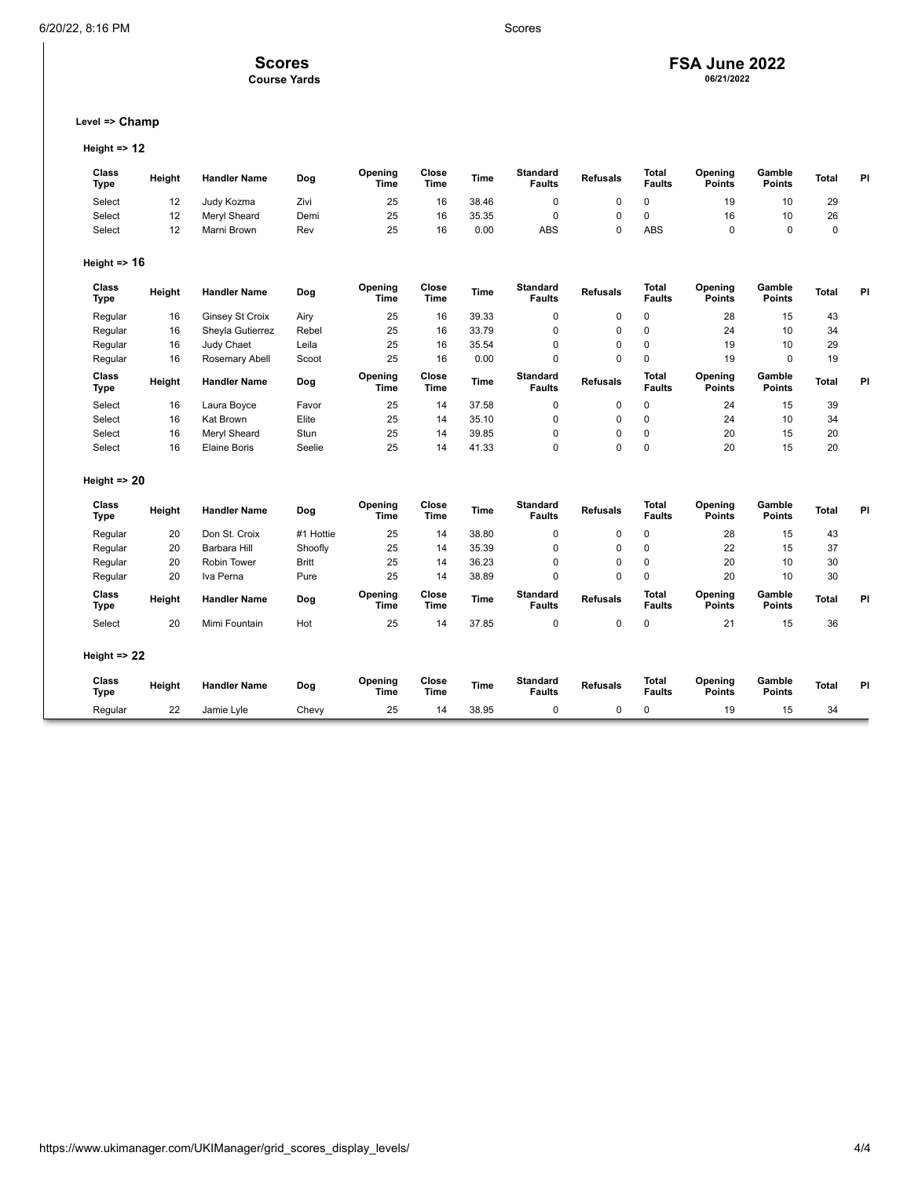# Scores

**Course Yards**

# FSA June 2022

**06/21/2022**

**Level => Champ**

**Height => 12**

| Class Type | Height | Handler Name | Dog | Opening Time | Close Time | Time | Standard Faults | Refusals | Total Faults | Opening Points | Gamble Points | Total | Pl |
|---|---|---|---|---|---|---|---|---|---|---|---|---|---|
| Select | 12 | Judy Kozma | Zivi | 25 | 16 | 38.46 | 0 | 0 | 0 | 19 | 10 | 29 | |
| Select | 12 | Meryl Sheard | Demi | 25 | 16 | 35.35 | 0 | 0 | 0 | 16 | 10 | 26 | |
| Select | 12 | Marni Brown | Rev | 25 | 16 | 0.00 | ABS | 0 | ABS | 0 | 0 | 0 | |

**Height => 16**

| Class Type | Height | Handler Name | Dog | Opening Time | Close Time | Time | Standard Faults | Refusals | Total Faults | Opening Points | Gamble Points | Total | Pl |
|---|---|---|---|---|---|---|---|---|---|---|---|---|---|
| Regular | 16 | Ginsey St Croix | Airy | 25 | 16 | 39.33 | 0 | 0 | 0 | 28 | 15 | 43 | |
| Regular | 16 | Sheyla Gutierrez | Rebel | 25 | 16 | 33.79 | 0 | 0 | 0 | 24 | 10 | 34 | |
| Regular | 16 | Judy Chaet | Leila | 25 | 16 | 35.54 | 0 | 0 | 0 | 19 | 10 | 29 | |
| Regular | 16 | Rosemary Abell | Scoot | 25 | 16 | 0.00 | 0 | 0 | 0 | 19 | 0 | 19 | |

| Class Type | Height | Handler Name | Dog | Opening Time | Close Time | Time | Standard Faults | Refusals | Total Faults | Opening Points | Gamble Points | Total | Pl |
|---|---|---|---|---|---|---|---|---|---|---|---|---|---|
| Select | 16 | Laura Boyce | Favor | 25 | 14 | 37.58 | 0 | 0 | 0 | 24 | 15 | 39 | |
| Select | 16 | Kat Brown | Elite | 25 | 14 | 35.10 | 0 | 0 | 0 | 24 | 10 | 34 | |
| Select | 16 | Meryl Sheard | Stun | 25 | 14 | 39.85 | 0 | 0 | 0 | 20 | 15 | 20 | |
| Select | 16 | Elaine Boris | Seelie | 25 | 14 | 41.33 | 0 | 0 | 0 | 20 | 15 | 20 | |

**Height => 20**

| Class Type | Height | Handler Name | Dog | Opening Time | Close Time | Time | Standard Faults | Refusals | Total Faults | Opening Points | Gamble Points | Total | Pl |
|---|---|---|---|---|---|---|---|---|---|---|---|---|---|
| Regular | 20 | Don St. Croix | #1 Hottie | 25 | 14 | 38.80 | 0 | 0 | 0 | 28 | 15 | 43 | |
| Regular | 20 | Barbara Hill | Shoofly | 25 | 14 | 35.39 | 0 | 0 | 0 | 22 | 15 | 37 | |
| Regular | 20 | Robin Tower | Britt | 25 | 14 | 36.23 | 0 | 0 | 0 | 20 | 10 | 30 | |
| Regular | 20 | Iva Perna | Pure | 25 | 14 | 38.89 | 0 | 0 | 0 | 20 | 10 | 30 | |

| Class Type | Height | Handler Name | Dog | Opening Time | Close Time | Time | Standard Faults | Refusals | Total Faults | Opening Points | Gamble Points | Total | Pl |
|---|---|---|---|---|---|---|---|---|---|---|---|---|---|
| Select | 20 | Mimi Fountain | Hot | 25 | 14 | 37.85 | 0 | 0 | 0 | 21 | 15 | 36 | |

**Height => 22**

| Class Type | Height | Handler Name | Dog | Opening Time | Close Time | Time | Standard Faults | Refusals | Total Faults | Opening Points | Gamble Points | Total | Pl |
|---|---|---|---|---|---|---|---|---|---|---|---|---|---|
| Regular | 22 | Jamie Lyle | Chevy | 25 | 14 | 38.95 | 0 | 0 | 0 | 19 | 15 | 34 | |